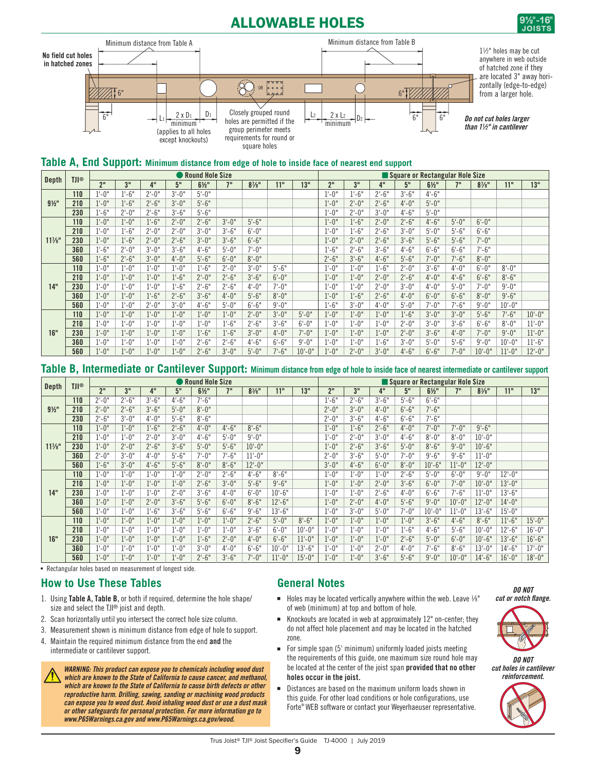# ALLOWABLE HOLES

9½"-16" JOISTS

No field cut holes in hatched zones

Minimum distance from Table A

Minimum distance from Table B

1½" holes may be cut anywhere in web outside of hatched zone if they are located 3" away horizontally (edge-to-edge) from a larger hole.

$L_1$ — 2 x $D_1$ minimum (applies to all holes except knockouts) — $D_1$

Closely grouped round holes are permitted if the group perimeter meets requirements for round or square holes

$L_2$ — 2 x $L_2$ minimum — $D_2$

*Do not cut holes larger than 1½" in cantilever*

## Table A, End Support: Minimum distance from edge of hole to inside face of nearest end support

| Depth | TJI® | Round Hole Size | | | | | | | | | Square or Rectangular Hole Size | | | | | | | | |
|---|---|---|---|---|---|---|---|---|---|---|---|---|---|---|---|---|---|---|---|
| | | 2" | 3" | 4" | 5" | 6½" | 7" | 8⅝" | 11" | 13" | 2" | 3" | 4" | 5" | 6½" | 7" | 8⅝" | 11" | 13" |
| 9½" | 110 | 1'-0" | 1'-6" | 2'-0" | 3'-0" | 5'-0" | | | | | 1'-0" | 1'-6" | 2'-6" | 3'-6" | 4'-6" | | | | |
| | 210 | 1'-0" | 1'-6" | 2'-6" | 3'-6" | 5'-6" | | | | | 1'-0" | 2'-0" | 2'-6" | 4'-0" | 5'-0" | | | | |
| | 230 | 1'-6" | 2'-0" | 2'-6" | 3'-6" | 5'-6" | | | | | 1'-0" | 2'-0" | 3'-0" | 4'-6" | 5'-0" | | | | |
| 11⅞" | 110 | 1'-0" | 1'-0" | 1'-6" | 2'-0" | 2'-6" | 3'-0" | 5'-6" | | | 1'-0" | 1'-6" | 2'-0" | 2'-6" | 4'-6" | 5'-0" | 6'-0" | | |
| | 210 | 1'-0" | 1'-6" | 2'-0" | 2'-0" | 3'-0" | 3'-6" | 6'-0" | | | 1'-0" | 1'-6" | 2'-6" | 3'-0" | 5'-0" | 5'-6" | 6'-6" | | |
| | 230 | 1'-0" | 1'-6" | 2'-0" | 2'-6" | 3'-0" | 3'-6" | 6'-6" | | | 1'-0" | 2'-0" | 2'-6" | 3'-6" | 5'-6" | 5'-6" | 7'-0" | | |
| | 360 | 1'-6" | 2'-0" | 3'-0" | 3'-6" | 4'-6" | 5'-0" | 7'-0" | | | 1'-6" | 2'-6" | 3'-6" | 4'-6" | 6'-6" | 6'-6" | 7'-6" | | |
| | 560 | 1'-6" | 2'-6" | 3'-0" | 4'-0" | 5'-6" | 6'-0" | 8'-0" | | | 2'-6" | 3'-6" | 4'-6" | 5'-6" | 7'-0" | 7'-6" | 8'-0" | | |
| 14" | 110 | 1'-0" | 1'-0" | 1'-0" | 1'-0" | 1'-6" | 2'-0" | 3'-0" | 5'-6" | | 1'-0" | 1'-0" | 1'-6" | 2'-0" | 3'-6" | 4'-0" | 6'-0" | 8'-0" | |
| | 210 | 1'-0" | 1'-0" | 1'-0" | 1'-6" | 2'-0" | 2'-6" | 3'-6" | 6'-0" | | 1'-0" | 1'-0" | 2'-0" | 2'-6" | 4'-0" | 4'-6" | 6'-6" | 8'-6" | |
| | 230 | 1'-0" | 1'-0" | 1'-0" | 1'-6" | 2'-6" | 2'-6" | 4'-0" | 7'-0" | | 1'-0" | 1'-0" | 2'-0" | 3'-0" | 4'-0" | 5'-0" | 7'-0" | 9'-0" | |
| | 360 | 1'-0" | 1'-0" | 1'-6" | 2'-6" | 3'-6" | 4'-0" | 5'-6" | 8'-0" | | 1'-0" | 1'-6" | 2'-6" | 4'-0" | 6'-0" | 6'-6" | 8'-0" | 9'-6" | |
| | 560 | 1'-0" | 1'-0" | 2'-0" | 3'-0" | 4'-6" | 5'-0" | 6'-6" | 9'-0" | | 1'-6" | 3'-0" | 4'-0" | 5'-0" | 7'-0" | 7'-6" | 9'-0" | 10'-0" | |
| 16" | 110 | 1'-0" | 1'-0" | 1'-0" | 1'-0" | 1'-0" | 1'-0" | 2'-0" | 3'-0" | 5'-0" | 1'-0" | 1'-0" | 1'-0" | 1'-6" | 3'-0" | 3'-0" | 5'-6" | 7'-6" | 10'-0" |
| | 210 | 1'-0" | 1'-0" | 1'-0" | 1'-0" | 1'-0" | 1'-6" | 2'-6" | 3'-6" | 6'-0" | 1'-0" | 1'-0" | 1'-0" | 2'-0" | 3'-0" | 3'-6" | 6'-6" | 8'-0" | 11'-0" |
| | 230 | 1'-0" | 1'-0" | 1'-0" | 1'-0" | 1'-6" | 1'-6" | 3'-0" | 4'-0" | 7'-0" | 1'-0" | 1'-0" | 1'-0" | 2'-0" | 3'-6" | 4'-0" | 7'-0" | 9'-0" | 11'-0" |
| | 360 | 1'-0" | 1'-0" | 1'-0" | 1'-0" | 2'-6" | 2'-6" | 4'-6" | 6'-6" | 9'-0" | 1'-0" | 1'-0" | 1'-6" | 3'-0" | 5'-0" | 5'-6" | 9'-0" | 10'-0" | 11'-6" |
| | 560 | 1'-0" | 1'-0" | 1'-0" | 1'-0" | 2'-6" | 3'-0" | 5'-0" | 7'-6" | 10'-0" | 1'-0" | 2'-0" | 3'-0" | 4'-6" | 6'-6" | 7'-0" | 10'-0" | 11'-0" | 12'-0" |

## Table B, Intermediate or Cantilever Support: Minimum distance from edge of hole to inside face of nearest intermediate or cantilever support

| Depth | TJI® | Round Hole Size | | | | | | | | | Square or Rectangular Hole Size | | | | | | | | |
|---|---|---|---|---|---|---|---|---|---|---|---|---|---|---|---|---|---|---|---|
| | | 2" | 3" | 4" | 5" | 6½" | 7" | 8⅝" | 11" | 13" | 2" | 3" | 4" | 5" | 6½" | 7" | 8⅝" | 11" | 13" |
| 9½" | 110 | 2'-0" | 2'-6" | 3'-6" | 4'-6" | 7'-6" | | | | | 1'-6" | 2'-6" | 3'-6" | 5'-6" | 6'-6" | | | | |
| | 210 | 2'-0" | 2'-6" | 3'-6" | 5'-0" | 8'-0" | | | | | 2'-0" | 3'-0" | 4'-0" | 6'-6" | 7'-6" | | | | |
| | 230 | 2'-6" | 3'-0" | 4'-6" | 5'-6" | 8'-6" | | | | | 2'-0" | 3'-6" | 4'-6" | 6'-6" | 7'-6" | | | | |
| 11⅞" | 110 | 1'-0" | 1'-0" | 1'-6" | 2'-6" | 4'-0" | 4'-6" | 8'-6" | | | 1'-0" | 1'-6" | 2'-6" | 4'-0" | 7'-0" | 7'-0" | 9'-6" | | |
| | 210 | 1'-0" | 1'-0" | 2'-0" | 3'-0" | 4'-6" | 5'-0" | 9'-0" | | | 1'-0" | 2'-0" | 3'-0" | 4'-6" | 8'-0" | 8'-0" | 10'-0" | | |
| | 230 | 1'-0" | 2'-0" | 2'-6" | 3'-6" | 5'-0" | 5'-6" | 10'-0" | | | 1'-0" | 2'-6" | 3'-6" | 5'-0" | 8'-6" | 9'-0" | 10'-6" | | |
| | 360 | 2'-0" | 3'-0" | 4'-0" | 5'-6" | 7'-0" | 7'-6" | 11'-0" | | | 2'-0" | 3'-6" | 5'-0" | 7'-0" | 9'-6" | 9'-6" | 11'-0" | | |
| | 560 | 1'-6" | 3'-0" | 4'-6" | 5'-6" | 8'-0" | 8'-6" | 12'-0" | | | 3'-0" | 4'-6" | 6'-0" | 8'-0" | 10'-6" | 11'-0" | 12'-0" | | |
| 14" | 110 | 1'-0" | 1'-0" | 1'-0" | 1'-0" | 2'-0" | 2'-6" | 4'-6" | 8'-6" | | 1'-0" | 1'-0" | 1'-0" | 2'-6" | 5'-0" | 6'-0" | 9'-0" | 12'-0" | |
| | 210 | 1'-0" | 1'-0" | 1'-0" | 1'-0" | 2'-6" | 3'-0" | 5'-6" | 9'-6" | | 1'-0" | 1'-0" | 2'-0" | 3'-6" | 6'-0" | 7'-0" | 10'-0" | 13'-0" | |
| | 230 | 1'-0" | 1'-0" | 1'-0" | 2'-0" | 3'-6" | 4'-0" | 6'-0" | 10'-6" | | 1'-0" | 1'-0" | 2'-6" | 4'-0" | 6'-6" | 7'-6" | 11'-0" | 13'-6" | |
| | 360 | 1'-0" | 1'-0" | 2'-0" | 3'-6" | 5'-6" | 6'-0" | 8'-6" | 12'-6" | | 1'-0" | 2'-0" | 4'-0" | 5'-6" | 9'-0" | 10'-0" | 12'-0" | 14'-0" | |
| | 560 | 1'-0" | 1'-0" | 1'-6" | 3'-6" | 5'-6" | 6'-6" | 9'-6" | 13'-6" | | 1'-0" | 3'-0" | 5'-0" | 7'-0" | 10'-0" | 11'-0" | 13'-6" | 15'-0" | |
| 16" | 110 | 1'-0" | 1'-0" | 1'-0" | 1'-0" | 1'-0" | 1'-0" | 2'-6" | 5'-0" | 8'-6" | 1'-0" | 1'-0" | 1'-0" | 1'-0" | 3'-6" | 4'-6" | 8'-6" | 11'-6" | 15'-0" |
| | 210 | 1'-0" | 1'-0" | 1'-0" | 1'-0" | 1'-0" | 1'-0" | 3'-6" | 6'-0" | 10'-0" | 1'-0" | 1'-0" | 1'-0" | 1'-6" | 4'-6" | 5'-6" | 10'-0" | 12'-6" | 16'-0" |
| | 230 | 1'-0" | 1'-0" | 1'-0" | 1'-0" | 1'-6" | 2'-0" | 4'-0" | 6'-6" | 11'-0" | 1'-0" | 1'-0" | 1'-0" | 2'-6" | 5'-0" | 6'-0" | 10'-6" | 13'-6" | 16'-6" |
| | 360 | 1'-0" | 1'-0" | 1'-0" | 1'-0" | 3'-0" | 4'-0" | 6'-6" | 10'-0" | 13'-6" | 1'-0" | 1'-0" | 2'-0" | 4'-0" | 7'-6" | 8'-6" | 13'-0" | 14'-6" | 17'-0" |
| | 560 | 1'-0" | 1'-0" | 1'-0" | 1'-0" | 2'-6" | 3'-6" | 7'-0" | 11'-0" | 15'-0" | 1'-0" | 1'-0" | 3'-6" | 5'-6" | 9'-0" | 10'-0" | 14'-6" | 16'-0" | 18'-0" |

- Rectangular holes based on measurement of longest side.

## How to Use These Tables

1. Using **Table A, Table B,** or both if required, determine the hole shape/size and select the TJI® joist and depth.
2. Scan horizontally until you intersect the correct hole size column.
3. Measurement shown is minimum distance from edge of hole to support.
4. Maintain the required minimum distance from the end **and** the intermediate or cantilever support.

***WARNING: This product can expose you to chemicals including wood dust which are known to the State of California to cause cancer, and methanol, which are known to the State of California to cause birth defects or other reproductive harm. Drilling, sawing, sanding or machining wood products can expose you to wood dust. Avoid inhaling wood dust or use a dust mask or other safeguards for personal protection. For more information go to www.P65Warnings.ca.gov and www.P65Warnings.ca.gov/wood.***

## General Notes

- Holes may be located vertically anywhere within the web. Leave ⅛" of web (minimum) at top and bottom of hole.
- Knockouts are located in web at approximately 12" on-center; they do not affect hole placement and may be located in the hatched zone.
- For simple span (5' minimum) uniformly loaded joists meeting the requirements of this guide, one maximum size round hole may be located at the center of the joist span **provided that no other holes occur in the joist.**
- Distances are based on the maximum uniform loads shown in this guide. For other load conditions or hole configurations, use Forte® WEB software or contact your Weyerhaeuser representative.

*DO NOT cut or notch flange.*

*DO NOT cut holes in cantilever reinforcement.*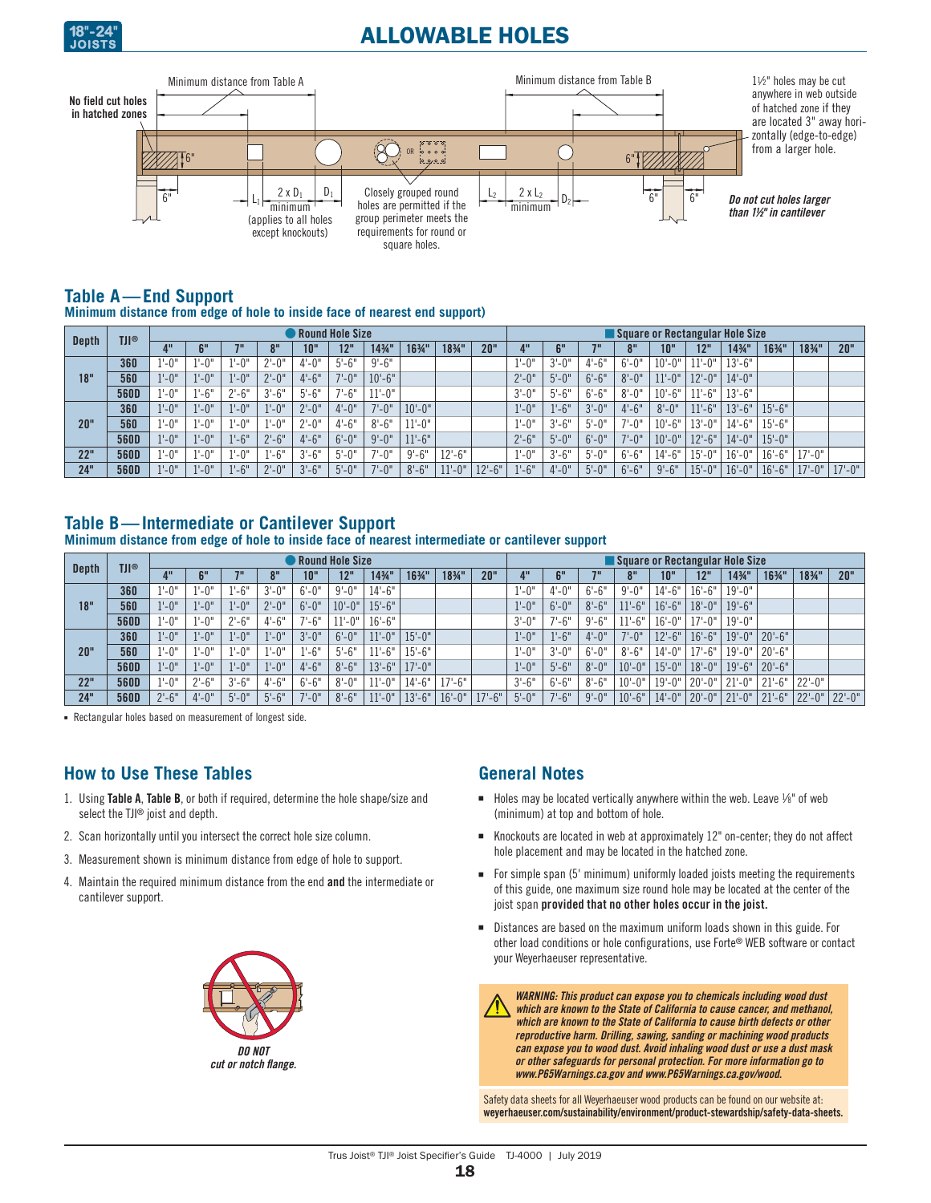# ALLOWABLE HOLES

Minimum distance from Table A

Minimum distance from Table B

No field cut holes in hatched zones

1½" holes may be cut anywhere in web outside of hatched zone if they are located 3" away horizontally (edge-to-edge) from a larger hole.

$L_1$ — 2 x $D_1$ minimum — $D_1$ (applies to all holes except knockouts)

Closely grouped round holes are permitted if the group perimeter meets the requirements for round or square holes.

$L_2$ — 2 x $L_2$ minimum — $D_2$

*Do not cut holes larger than 1½" in cantilever*

## Table A — End Support

**Minimum distance from edge of hole to inside face of nearest end support)**

| Depth | TJI® | Round Hole Size | | | | | | | | | | Square or Rectangular Hole Size | | | | | | | | | |
|---|---|---|---|---|---|---|---|---|---|---|---|---|---|---|---|---|---|---|---|---|---|
| | | 4" | 6" | 7" | 8" | 10" | 12" | 14¾" | 16¾" | 18¾" | 20" | 4" | 6" | 7" | 8" | 10" | 12" | 14¾" | 16¾" | 18¾" | 20" |
| 18" | 360 | 1'-0" | 1'-0" | 1'-0" | 2'-0" | 4'-0" | 5'-6" | 9'-6" | | | | 1'-0" | 3'-0" | 4'-6" | 6'-0" | 10'-0" | 11'-0" | 13'-6" | | | |
| | 560 | 1'-0" | 1'-0" | 1'-0" | 2'-0" | 4'-6" | 7'-0" | 10'-6" | | | | 2'-0" | 5'-0" | 6'-6" | 8'-0" | 11'-0" | 12'-0" | 14'-0" | | | |
| | 560D | 1'-0" | 1'-6" | 2'-6" | 3'-6" | 5'-6" | 7'-6" | 11'-0" | | | | 3'-0" | 5'-6" | 6'-6" | 8'-0" | 10'-6" | 11'-6" | 13'-6" | | | |
| 20" | 360 | 1'-0" | 1'-0" | 1'-0" | 1'-0" | 2'-0" | 4'-0" | 7'-0" | 10'-0" | | | 1'-0" | 1'-6" | 3'-0" | 4'-6" | 8'-0" | 11'-6" | 13'-6" | 15'-6" | | |
| | 560 | 1'-0" | 1'-0" | 1'-0" | 1'-0" | 2'-0" | 4'-6" | 8'-6" | 11'-0" | | | 1'-0" | 3'-6" | 5'-0" | 7'-0" | 10'-6" | 13'-0" | 14'-6" | 15'-6" | | |
| | 560D | 1'-0" | 1'-0" | 1'-6" | 2'-6" | 4'-6" | 6'-0" | 9'-0" | 11'-6" | | | 2'-6" | 5'-0" | 6'-0" | 7'-0" | 10'-0" | 12'-6" | 14'-0" | 15'-0" | | |
| 22" | 560D | 1'-0" | 1'-0" | 1'-0" | 1'-6" | 3'-6" | 5'-0" | 7'-0" | 9'-6" | 12'-6" | | 1'-0" | 3'-6" | 5'-0" | 6'-6" | 14'-6" | 15'-0" | 16'-0" | 16'-6" | 17'-0" | |
| 24" | 560D | 1'-0" | 1'-0" | 1'-6" | 2'-0" | 3'-6" | 5'-0" | 7'-0" | 8'-6" | 11'-0" | 12'-6" | 1'-6" | 4'-0" | 5'-0" | 6'-6" | 9'-6" | 15'-0" | 16'-0" | 16'-6" | 17'-0" | 17'-0" |

## Table B — Intermediate or Cantilever Support

**Minimum distance from edge of hole to inside face of nearest intermediate or cantilever support**

| Depth | TJI® | Round Hole Size | | | | | | | | | | Square or Rectangular Hole Size | | | | | | | | | |
|---|---|---|---|---|---|---|---|---|---|---|---|---|---|---|---|---|---|---|---|---|---|
| | | 4" | 6" | 7" | 8" | 10" | 12" | 14¾" | 16¾" | 18¾" | 20" | 4" | 6" | 7" | 8" | 10" | 12" | 14¾" | 16¾" | 18¾" | 20" |
| 18" | 360 | 1'-0" | 1'-0" | 1'-6" | 3'-0" | 6'-0" | 9'-0" | 14'-6" | | | | 1'-0" | 4'-0" | 6'-6" | 9'-0" | 14'-6" | 16'-6" | 19'-0" | | | |
| | 560 | 1'-0" | 1'-0" | 1'-0" | 2'-0" | 6'-0" | 10'-0" | 15'-6" | | | | 1'-0" | 6'-0" | 8'-6" | 11'-6" | 16'-6" | 18'-0" | 19'-6" | | | |
| | 560D | 1'-0" | 1'-0" | 2'-6" | 4'-6" | 7'-6" | 11'-0" | 16'-6" | | | | 3'-0" | 7'-6" | 9'-6" | 11'-6" | 16'-0" | 17'-0" | 19'-0" | | | |
| 20" | 360 | 1'-0" | 1'-0" | 1'-0" | 1'-0" | 3'-0" | 6'-0" | 11'-0" | 15'-0" | | | 1'-0" | 1'-6" | 4'-0" | 7'-0" | 12'-6" | 16'-6" | 19'-0" | 20'-6" | | |
| | 560 | 1'-0" | 1'-0" | 1'-0" | 1'-0" | 1'-6" | 5'-6" | 11'-6" | 15'-6" | | | 1'-0" | 3'-0" | 6'-0" | 8'-6" | 14'-0" | 17'-6" | 19'-0" | 20'-6" | | |
| | 560D | 1'-0" | 1'-0" | 1'-0" | 1'-0" | 4'-6" | 8'-6" | 13'-6" | 17'-0" | | | 1'-0" | 5'-6" | 8'-0" | 10'-0" | 15'-0" | 18'-0" | 19'-6" | 20'-6" | | |
| 22" | 560D | 1'-0" | 2'-6" | 3'-6" | 4'-6" | 6'-6" | 8'-0" | 11'-0" | 14'-6" | 17'-6" | | 3'-6" | 6'-6" | 8'-6" | 10'-0" | 19'-0" | 20'-0" | 21'-0" | 21'-6" | 22'-0" | |
| 24" | 560D | 2'-6" | 4'-0" | 5'-0" | 5'-6" | 7'-0" | 8'-6" | 11'-0" | 13'-6" | 16'-0" | 17'-6" | 5'-0" | 7'-6" | 9'-0" | 10'-6" | 14'-0" | 20'-0" | 21'-0" | 21'-6" | 22'-0" | 22'-0" |

- Rectangular holes based on measurement of longest side.

## How to Use These Tables

1. Using **Table A**, **Table B**, or both if required, determine the hole shape/size and select the TJI® joist and depth.
2. Scan horizontally until you intersect the correct hole size column.
3. Measurement shown is minimum distance from edge of hole to support.
4. Maintain the required minimum distance from the end **and** the intermediate or cantilever support.

*DO NOT cut or notch flange.*

## General Notes

- Holes may be located vertically anywhere within the web. Leave ⅛" of web (minimum) at top and bottom of hole.
- Knockouts are located in web at approximately 12" on-center; they do not affect hole placement and may be located in the hatched zone.
- For simple span (5' minimum) uniformly loaded joists meeting the requirements of this guide, one maximum size round hole may be located at the center of the joist span **provided that no other holes occur in the joist.**
- Distances are based on the maximum uniform loads shown in this guide. For other load conditions or hole configurations, use Forte® WEB software or contact your Weyerhaeuser representative.

***WARNING: This product can expose you to chemicals including wood dust which are known to the State of California to cause cancer, and methanol, which are known to the State of California to cause birth defects or other reproductive harm. Drilling, sawing, sanding or machining wood products can expose you to wood dust. Avoid inhaling wood dust or use a dust mask or other safeguards for personal protection. For more information go to www.P65Warnings.ca.gov and www.P65Warnings.ca.gov/wood.***

Safety data sheets for all Weyerhaeuser wood products can be found on our website at: **weyerhaeuser.com/sustainability/environment/product-stewardship/safety-data-sheets.**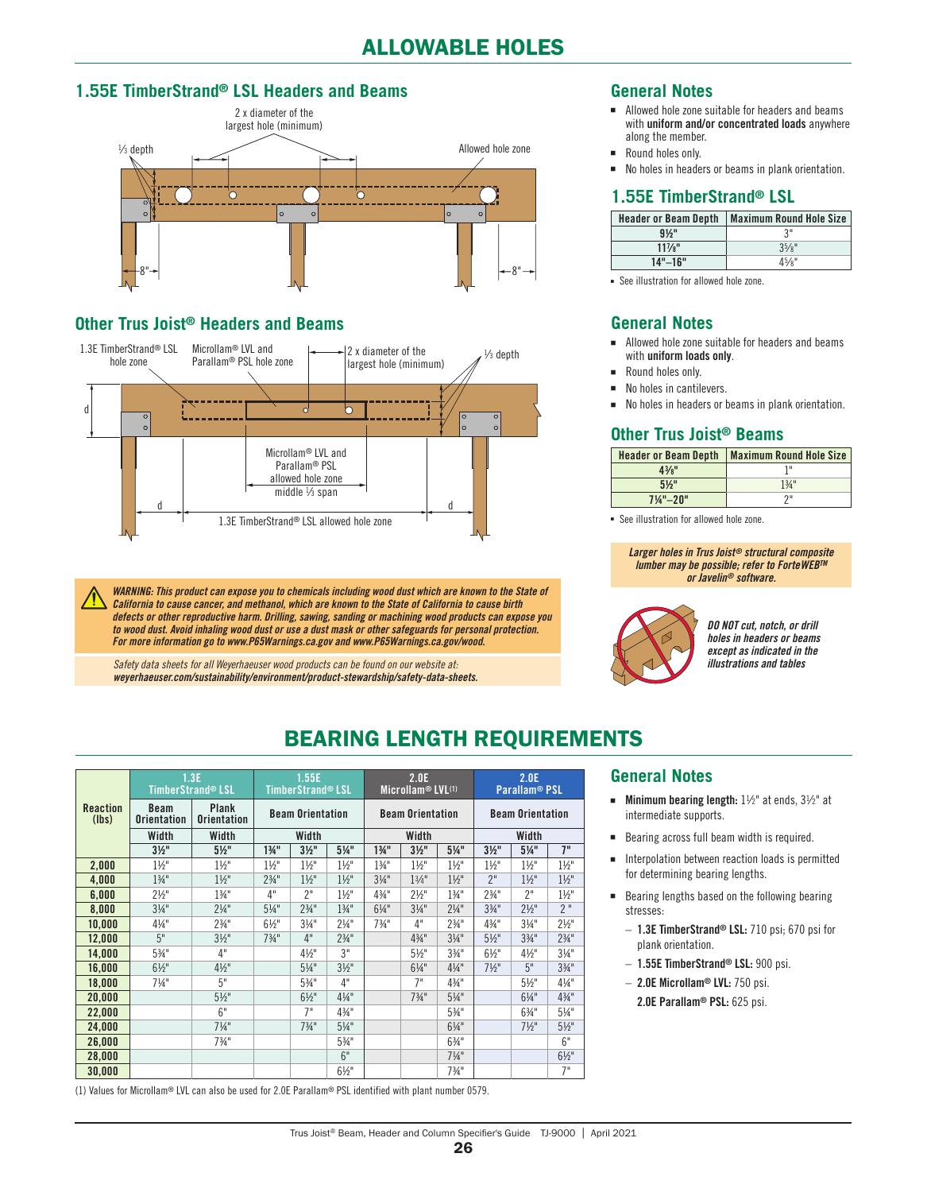# ALLOWABLE HOLES

## 1.55E TimberStrand® LSL Headers and Beams

2 x diameter of the largest hole (minimum)

⅓ depth

Allowed hole zone

8"

8"

## General Notes

- Allowed hole zone suitable for headers and beams with **uniform and/or concentrated loads** anywhere along the member.
- Round holes only.
- No holes in headers or beams in plank orientation.

## 1.55E TimberStrand® LSL

| Header or Beam Depth | Maximum Round Hole Size |
|---|---|
| 9½" | 3" |
| 11⅞" | 3⅝" |
| 14"–16" | 4⅝" |

- See illustration for allowed hole zone.

## Other Trus Joist® Headers and Beams

1.3E TimberStrand® LSL hole zone

Microllam® LVL and Parallam® PSL hole zone

2 x diameter of the largest hole (minimum)

⅓ depth

d

Microllam® LVL and Parallam® PSL allowed hole zone middle ⅓ span

d

d

1.3E TimberStrand® LSL allowed hole zone

## General Notes

- Allowed hole zone suitable for headers and beams with **uniform loads only**.
- Round holes only.
- No holes in cantilevers.
- No holes in headers or beams in plank orientation.

## Other Trus Joist® Beams

| Header or Beam Depth | Maximum Round Hole Size |
|---|---|
| 4⅜" | 1" |
| 5½" | 1¾" |
| 7¼"–20" | 2" |

- See illustration for allowed hole zone.

***Larger holes in Trus Joist® structural composite lumber may be possible; refer to ForteWEB™ or Javelin® software.***

***DO NOT cut, notch, or drill holes in headers or beams except as indicated in the illustrations and tables***

***WARNING: This product can expose you to chemicals including wood dust which are known to the State of California to cause cancer, and methanol, which are known to the State of California to cause birth defects or other reproductive harm. Drilling, sawing, sanding or machining wood products can expose you to wood dust. Avoid inhaling wood dust or use a dust mask or other safeguards for personal protection. For more information go to www.P65Warnings.ca.gov and www.P65Warnings.ca.gov/wood.***

*Safety data sheets for all Weyerhaeuser wood products can be found on our website at:* ***weyerhaeuser.com/sustainability/environment/product-stewardship/safety-data-sheets.***

# BEARING LENGTH REQUIREMENTS

| Reaction (lbs) | 1.3E TimberStrand® LSL | | 1.55E TimberStrand® LSL | | | 2.0E Microllam® LVL(1) | | | 2.0E Parallam® PSL | | |
|---|---|---|---|---|---|---|---|---|---|---|---|
| | Beam Orientation | Plank Orientation | Beam Orientation | | | Beam Orientation | | | Beam Orientation | | |
| | Width | Width | Width | | | Width | | | Width | | |
| | 3½" | 5½" | 1¾" | 3½" | 5¼" | 1¾" | 3½" | 5¼" | 3½" | 5¼" | 7" |
| **2,000** | 1½" | 1½" | 1½" | 1½" | 1½" | 1¾" | 1½" | 1½" | 1½" | 1½" | 1½" |
| **4,000** | 1¾" | 1½" | 2¾" | 1½" | 1½" | 3¼" | 1¾" | 1½" | 2" | 1½" | 1½" |
| **6,000** | 2½" | 1¾" | 4" | 2" | 1½" | 4¾" | 2½" | 1¾" | 2¾" | 2" | 1½" |
| **8,000** | 3¼" | 2¼" | 5¼" | 2¾" | 1¾" | 6¼" | 3¼" | 2¼" | 3¾" | 2½" | 2 " |
| **10,000** | 4¼" | 2¾" | 6½" | 3¼" | 2¼" | 7¾" | 4" | 2¾" | 4¾" | 3¼" | 2½" |
| **12,000** | 5" | 3½" | 7¾" | 4" | 2¾" | | 4¾" | 3¼" | 5½" | 3¾" | 2¾" |
| **14,000** | 5¾" | 4" | | 4½" | 3" | | 5½" | 3¾" | 6½" | 4½" | 3¼" |
| **16,000** | 6½" | 4½" | | 5¼" | 3½" | | 6¼" | 4¼" | 7½" | 5" | 3¾" |
| **18,000** | 7¼" | 5" | | 5¾" | 4" | | 7" | 4¾" | | 5½" | 4¼" |
| **20,000** | | 5½" | | 6½" | 4¼" | | 7¾" | 5¼" | | 6¼" | 4¾" |
| **22,000** | | 6" | | 7" | 4¾" | | | 5¾" | | 6¾" | 5¼" |
| **24,000** | | 7¼" | | 7¾" | 5¼" | | | 6¼" | | 7½" | 5½" |
| **26,000** | | 7¾" | | | 5¾" | | | 6¾" | | | 6" |
| **28,000** | | | | | 6" | | | 7¼" | | | 6½" |
| **30,000** | | | | | 6½" | | | 7¾" | | | 7" |

(1) Values for Microllam® LVL can also be used for 2.0E Parallam® PSL identified with plant number 0579.

## General Notes

- **Minimum bearing length:** 1½" at ends, 3½" at intermediate supports.
- Bearing across full beam width is required.
- Interpolation between reaction loads is permitted for determining bearing lengths.
- Bearing lengths based on the following bearing stresses:
  - **1.3E TimberStrand® LSL:** 710 psi; 670 psi for plank orientation.
  - **1.55E TimberStrand® LSL:** 900 psi.
  - **2.0E Microllam® LVL:** 750 psi.

    **2.0E Parallam® PSL:** 625 psi.